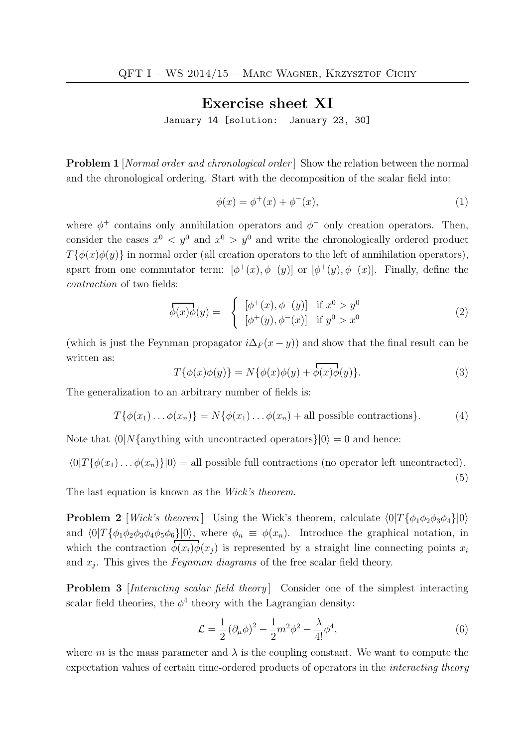QFT I – WS 2014/15 – Marc Wagner, Krzysztof Cichy

# Exercise sheet XI

January 14 [solution: January 23, 30]

**Problem 1** [*Normal order and chronological order*] Show the relation between the normal and the chronological ordering. Start with the decomposition of the scalar field into:

$$\phi(x) = \phi^+(x) + \phi^-(x), \tag{1}$$

where $\phi^+$ contains only annihilation operators and $\phi^-$ only creation operators. Then, consider the cases $x^0 < y^0$ and $x^0 > y^0$ and write the chronologically ordered product $T\{\phi(x)\phi(y)\}$ in normal order (all creation operators to the left of annihilation operators), apart from one commutator term: $[\phi^+(x), \phi^-(y)]$ or $[\phi^+(y), \phi^-(x)]$. Finally, define the *contraction* of two fields:

$$\overbrace{\phi(x)\phi}(y) = \begin{cases} [\phi^+(x), \phi^-(y)] & \text{if } x^0 > y^0 \\ [\phi^+(y), \phi^-(x)] & \text{if } y^0 > x^0 \end{cases} \tag{2}$$

(which is just the Feynman propagator $i\Delta_F(x-y)$) and show that the final result can be written as:

$$T\{\phi(x)\phi(y)\} = N\{\phi(x)\phi(y) + \overbrace{\phi(x)\phi}(y)\}. \tag{3}$$

The generalization to an arbitrary number of fields is:

$$T\{\phi(x_1)\ldots\phi(x_n)\} = N\{\phi(x_1)\ldots\phi(x_n) + \text{all possible contractions}\}. \tag{4}$$

Note that $\langle 0|N\{\text{anything with uncontracted operators}\}|0\rangle = 0$ and hence:

$$\langle 0|T\{\phi(x_1)\ldots\phi(x_n)\}|0\rangle = \text{all possible full contractions (no operator left uncontracted).} \tag{5}$$

The last equation is known as the *Wick's theorem*.

**Problem 2** [*Wick's theorem*] Using the Wick's theorem, calculate $\langle 0|T\{\phi_1\phi_2\phi_3\phi_4\}|0\rangle$ and $\langle 0|T\{\phi_1\phi_2\phi_3\phi_4\phi_5\phi_6\}|0\rangle$, where $\phi_n \equiv \phi(x_n)$. Introduce the graphical notation, in which the contraction $\overbrace{\phi(x_i)\phi}(x_j)$ is represented by a straight line connecting points $x_i$ and $x_j$. This gives the *Feynman diagrams* of the free scalar field theory.

**Problem 3** [*Interacting scalar field theory*] Consider one of the simplest interacting scalar field theories, the $\phi^4$ theory with the Lagrangian density:

$$\mathcal{L} = \frac{1}{2}(\partial_\mu\phi)^2 - \frac{1}{2}m^2\phi^2 - \frac{\lambda}{4!}\phi^4, \tag{6}$$

where $m$ is the mass parameter and $\lambda$ is the coupling constant. We want to compute the expectation values of certain time-ordered products of operators in the *interacting theory*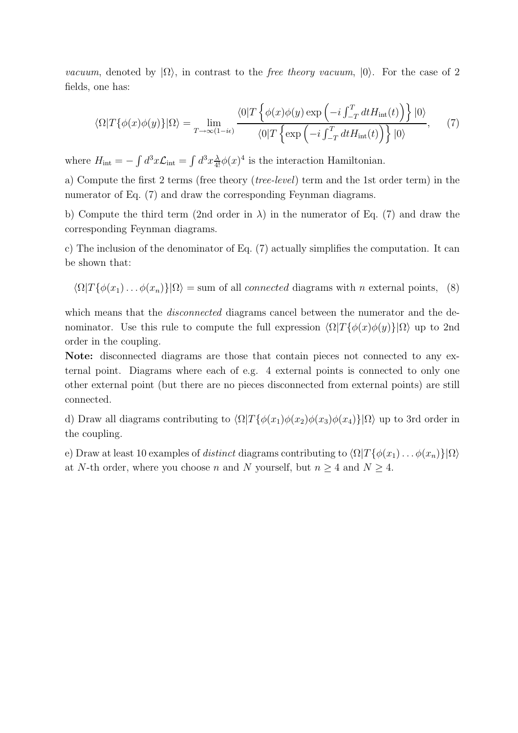*vacuum*, denoted by $|\Omega\rangle$, in contrast to the *free theory vacuum*, $|0\rangle$. For the case of 2 fields, one has:

$$\langle\Omega|T\{\phi(x)\phi(y)\}|\Omega\rangle = \lim_{T\to\infty(1-i\epsilon)} \frac{\langle 0|T\left\{\phi(x)\phi(y)\exp\left(-i\int_{-T}^{T}dt H_{\text{int}}(t)\right)\right\}|0\rangle}{\langle 0|T\left\{\exp\left(-i\int_{-T}^{T}dt H_{\text{int}}(t)\right)\right\}|0\rangle}, \quad (7)$$

where $H_{\text{int}} = -\int d^3x \mathcal{L}_{\text{int}} = \int d^3x \frac{\lambda}{4!}\phi(x)^4$ is the interaction Hamiltonian.

a) Compute the first 2 terms (free theory (*tree-level*) term and the 1st order term) in the numerator of Eq. (7) and draw the corresponding Feynman diagrams.

b) Compute the third term (2nd order in $\lambda$) in the numerator of Eq. (7) and draw the corresponding Feynman diagrams.

c) The inclusion of the denominator of Eq. (7) actually simplifies the computation. It can be shown that:

$$\langle\Omega|T\{\phi(x_1)\ldots\phi(x_n)\}|\Omega\rangle = \text{sum of all } connected \text{ diagrams with } n \text{ external points}, \quad (8)$$

which means that the *disconnected* diagrams cancel between the numerator and the denominator. Use this rule to compute the full expression $\langle\Omega|T\{\phi(x)\phi(y)\}|\Omega\rangle$ up to 2nd order in the coupling.

**Note:** disconnected diagrams are those that contain pieces not connected to any external point. Diagrams where each of e.g. 4 external points is connected to only one other external point (but there are no pieces disconnected from external points) are still connected.

d) Draw all diagrams contributing to $\langle\Omega|T\{\phi(x_1)\phi(x_2)\phi(x_3)\phi(x_4)\}|\Omega\rangle$ up to 3rd order in the coupling.

e) Draw at least 10 examples of *distinct* diagrams contributing to $\langle\Omega|T\{\phi(x_1)\ldots\phi(x_n)\}|\Omega\rangle$ at $N$-th order, where you choose $n$ and $N$ yourself, but $n \geq 4$ and $N \geq 4$.